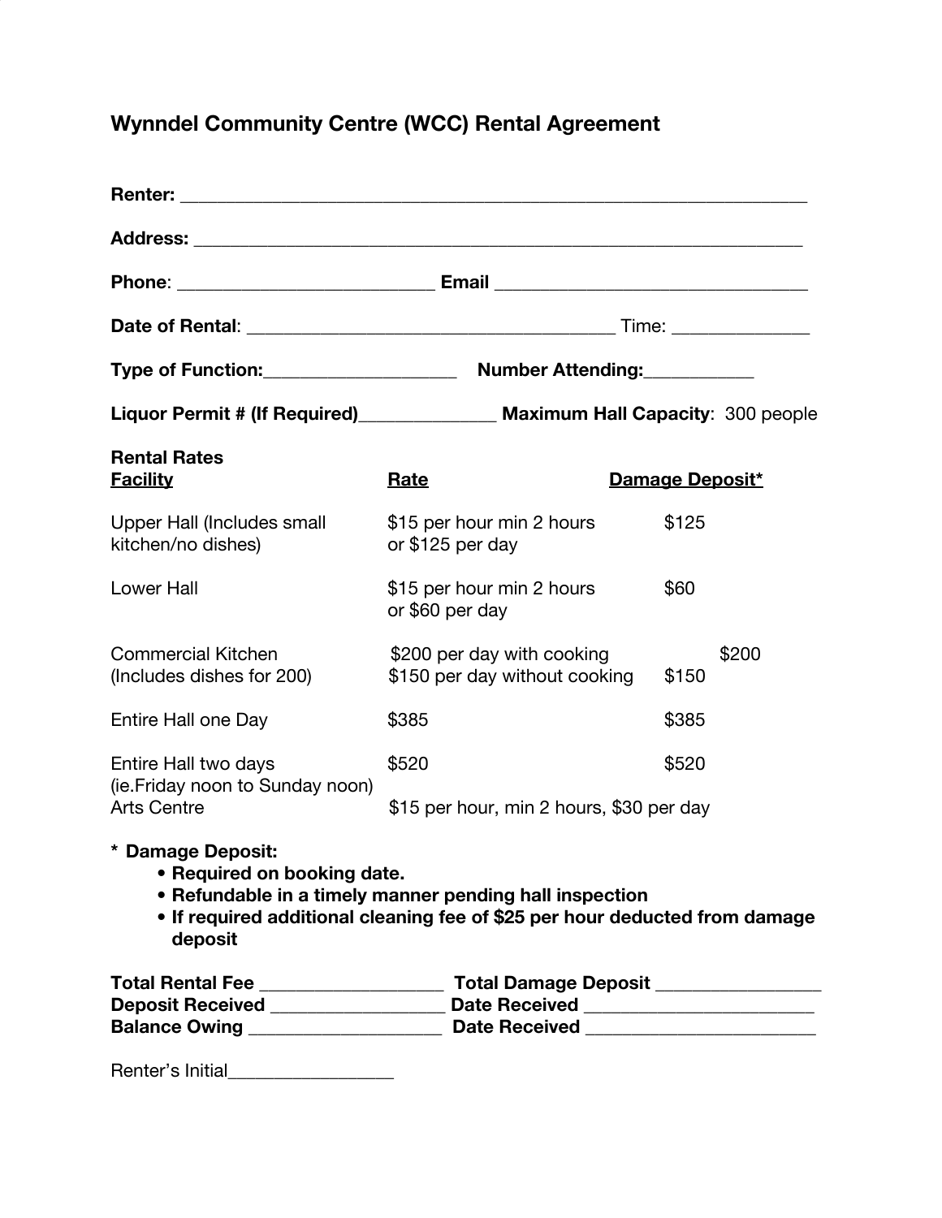# Wynndel Community Centre (WCC) Rental Agreement

**Renter:** ___________________________________________________________________

**Address:** __________________________________________________________________

**Phone**: ___________________________ **Email** _________________________________

**Date of Rental**: _______________________________________ Time: ______________

**Type of Function:**____________________ **Number Attending:**___________

**Liquor Permit # (If Required)**______________ **Maximum Hall Capacity**: 300 people

**Rental Rates**

| **Facility** | **Rate** | **Damage Deposit*** |
|---|---|---|
| Upper Hall (Includes small kitchen/no dishes) | $15 per hour min 2 hours or $125 per day | $125 |
| Lower Hall | $15 per hour min 2 hours or $60 per day | $60 |
| Commercial Kitchen (Includes dishes for 200) | $200 per day with cooking<br>$150 per day without cooking | $200<br>$150 |
| Entire Hall one Day | $385 | $385 |
| Entire Hall two days (ie.Friday noon to Sunday noon) | $520 | $520 |
| Arts Centre | $15 per hour, min 2 hours, $30 per day | |

**\* Damage Deposit:**

- **Required on booking date.**
- **Refundable in a timely manner pending hall inspection**
- **If required additional cleaning fee of $25 per hour deducted from damage deposit**

**Total Rental Fee** ___________________ **Total Damage Deposit** ________________
**Deposit Received** _________________ **Date Received** _______________________
**Balance Owing** ___________________ **Date Received** _______________________

Renter's Initial_________________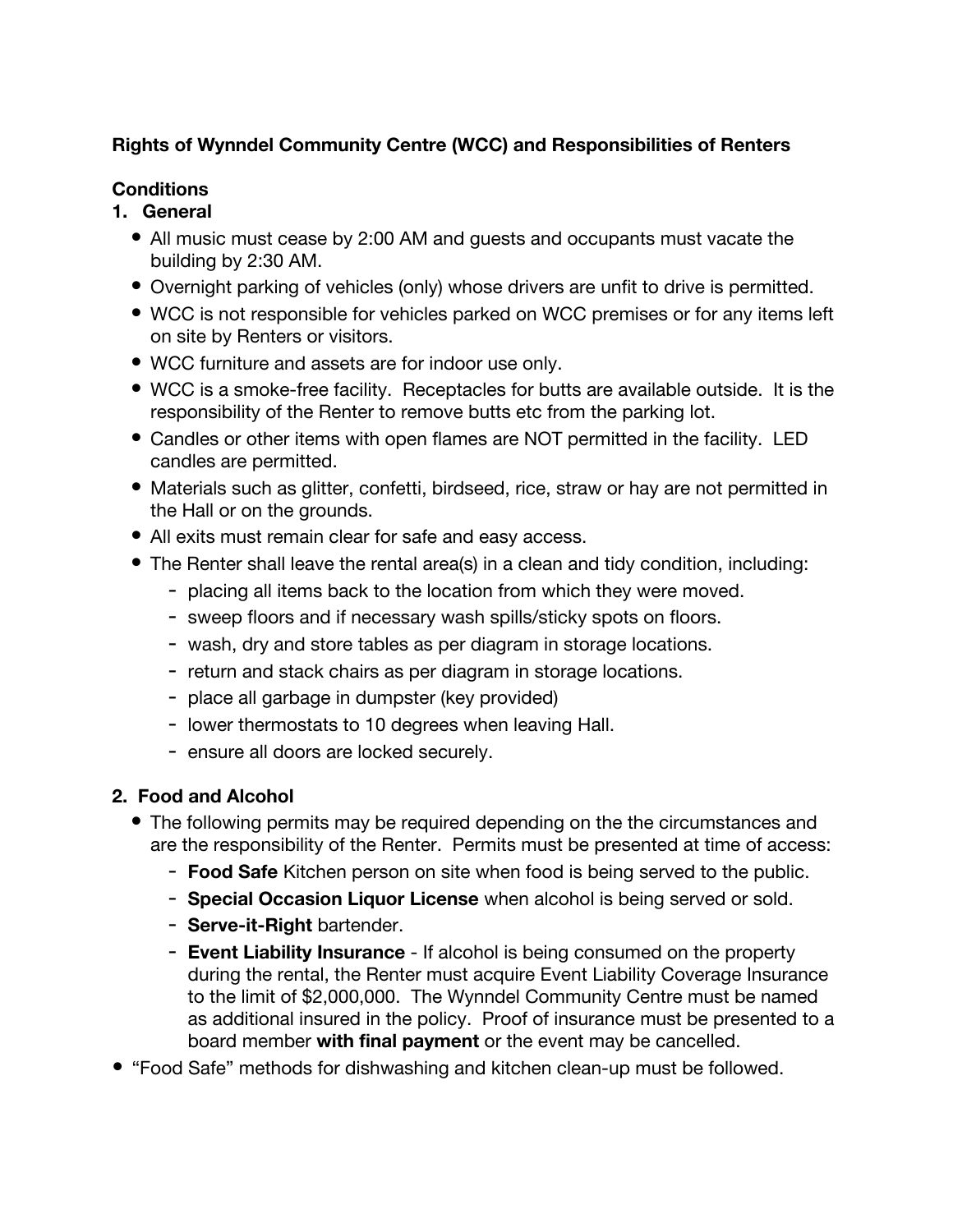**Rights of Wynndel Community Centre (WCC) and Responsibilities of Renters**

**Conditions**

1. **General**
   - All music must cease by 2:00 AM and guests and occupants must vacate the building by 2:30 AM.
   - Overnight parking of vehicles (only) whose drivers are unfit to drive is permitted.
   - WCC is not responsible for vehicles parked on WCC premises or for any items left on site by Renters or visitors.
   - WCC furniture and assets are for indoor use only.
   - WCC is a smoke-free facility. Receptacles for butts are available outside. It is the responsibility of the Renter to remove butts etc from the parking lot.
   - Candles or other items with open flames are NOT permitted in the facility. LED candles are permitted.
   - Materials such as glitter, confetti, birdseed, rice, straw or hay are not permitted in the Hall or on the grounds.
   - All exits must remain clear for safe and easy access.
   - The Renter shall leave the rental area(s) in a clean and tidy condition, including:
     - placing all items back to the location from which they were moved.
     - sweep floors and if necessary wash spills/sticky spots on floors.
     - wash, dry and store tables as per diagram in storage locations.
     - return and stack chairs as per diagram in storage locations.
     - place all garbage in dumpster (key provided)
     - lower thermostats to 10 degrees when leaving Hall.
     - ensure all doors are locked securely.

2. **Food and Alcohol**
   - The following permits may be required depending on the the circumstances and are the responsibility of the Renter. Permits must be presented at time of access:
     - **Food Safe** Kitchen person on site when food is being served to the public.
     - **Special Occasion Liquor License** when alcohol is being served or sold.
     - **Serve-it-Right** bartender.
     - **Event Liability Insurance** - If alcohol is being consumed on the property during the rental, the Renter must acquire Event Liability Coverage Insurance to the limit of $2,000,000. The Wynndel Community Centre must be named as additional insured in the policy. Proof of insurance must be presented to a board member **with final payment** or the event may be cancelled.

- "Food Safe" methods for dishwashing and kitchen clean-up must be followed.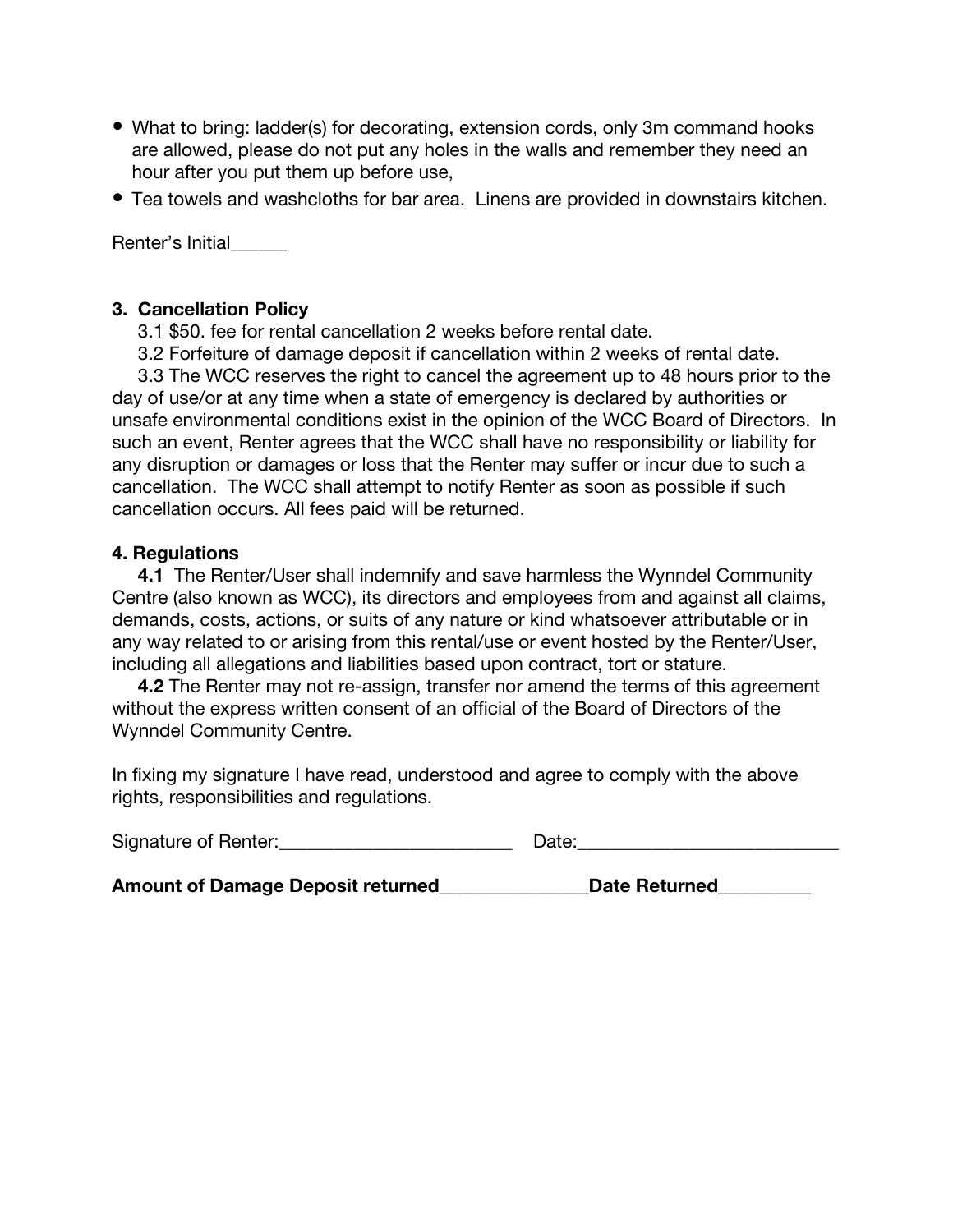- What to bring: ladder(s) for decorating, extension cords, only 3m command hooks are allowed, please do not put any holes in the walls and remember they need an hour after you put them up before use,
- Tea towels and washcloths for bar area. Linens are provided in downstairs kitchen.

Renter's Initial______

**3. Cancellation Policy**

3.1 $50. fee for rental cancellation 2 weeks before rental date.

3.2 Forfeiture of damage deposit if cancellation within 2 weeks of rental date.

3.3 The WCC reserves the right to cancel the agreement up to 48 hours prior to the day of use/or at any time when a state of emergency is declared by authorities or unsafe environmental conditions exist in the opinion of the WCC Board of Directors. In such an event, Renter agrees that the WCC shall have no responsibility or liability for any disruption or damages or loss that the Renter may suffer or incur due to such a cancellation. The WCC shall attempt to notify Renter as soon as possible if such cancellation occurs. All fees paid will be returned.

**4. Regulations**

**4.1** The Renter/User shall indemnify and save harmless the Wynndel Community Centre (also known as WCC), its directors and employees from and against all claims, demands, costs, actions, or suits of any nature or kind whatsoever attributable or in any way related to or arising from this rental/use or event hosted by the Renter/User, including all allegations and liabilities based upon contract, tort or stature.

**4.2** The Renter may not re-assign, transfer nor amend the terms of this agreement without the express written consent of an official of the Board of Directors of the Wynndel Community Centre.

In fixing my signature I have read, understood and agree to comply with the above rights, responsibilities and regulations.

Signature of Renter:________________________ Date:__________________________

**Amount of Damage Deposit returned**_______________**Date Returned**_________